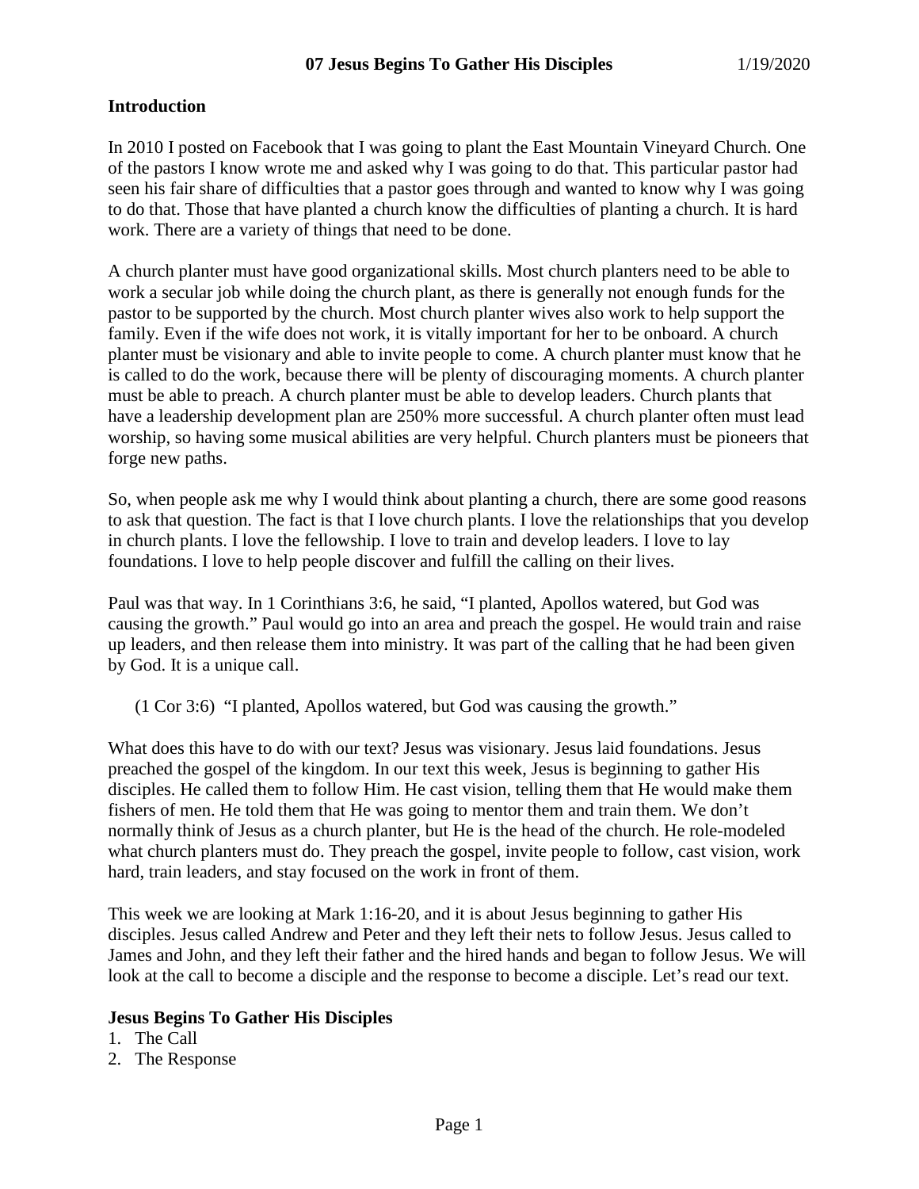# 07 Jesus Begins To Gather His Disciples 1/19/2020

## Introduction

In 2010 I posted on Facebook that I was going to plant the East Mountain Vineyard Church. One of the pastors I know wrote me and asked why I was going to do that. This particular pastor had seen his fair share of difficulties that a pastor goes through and wanted to know why I was going to do that. Those that have planted a church know the difficulties of planting a church. It is hard work. There are a variety of things that need to be done.

A church planter must have good organizational skills. Most church planters need to be able to work a secular job while doing the church plant, as there is generally not enough funds for the pastor to be supported by the church. Most church planter wives also work to help support the family. Even if the wife does not work, it is vitally important for her to be onboard. A church planter must be visionary and able to invite people to come. A church planter must know that he is called to do the work, because there will be plenty of discouraging moments. A church planter must be able to preach. A church planter must be able to develop leaders. Church plants that have a leadership development plan are 250% more successful. A church planter often must lead worship, so having some musical abilities are very helpful. Church planters must be pioneers that forge new paths.

So, when people ask me why I would think about planting a church, there are some good reasons to ask that question. The fact is that I love church plants. I love the relationships that you develop in church plants. I love the fellowship. I love to train and develop leaders. I love to lay foundations. I love to help people discover and fulfill the calling on their lives.

Paul was that way. In 1 Corinthians 3:6, he said, "I planted, Apollos watered, but God was causing the growth." Paul would go into an area and preach the gospel. He would train and raise up leaders, and then release them into ministry. It was part of the calling that he had been given by God. It is a unique call.

> (1 Cor 3:6) "I planted, Apollos watered, but God was causing the growth."

What does this have to do with our text? Jesus was visionary. Jesus laid foundations. Jesus preached the gospel of the kingdom. In our text this week, Jesus is beginning to gather His disciples. He called them to follow Him. He cast vision, telling them that He would make them fishers of men. He told them that He was going to mentor them and train them. We don't normally think of Jesus as a church planter, but He is the head of the church. He role-modeled what church planters must do. They preach the gospel, invite people to follow, cast vision, work hard, train leaders, and stay focused on the work in front of them.

This week we are looking at Mark 1:16-20, and it is about Jesus beginning to gather His disciples. Jesus called Andrew and Peter and they left their nets to follow Jesus. Jesus called to James and John, and they left their father and the hired hands and began to follow Jesus. We will look at the call to become a disciple and the response to become a disciple. Let's read our text.

## Jesus Begins To Gather His Disciples

1. The Call
2. The Response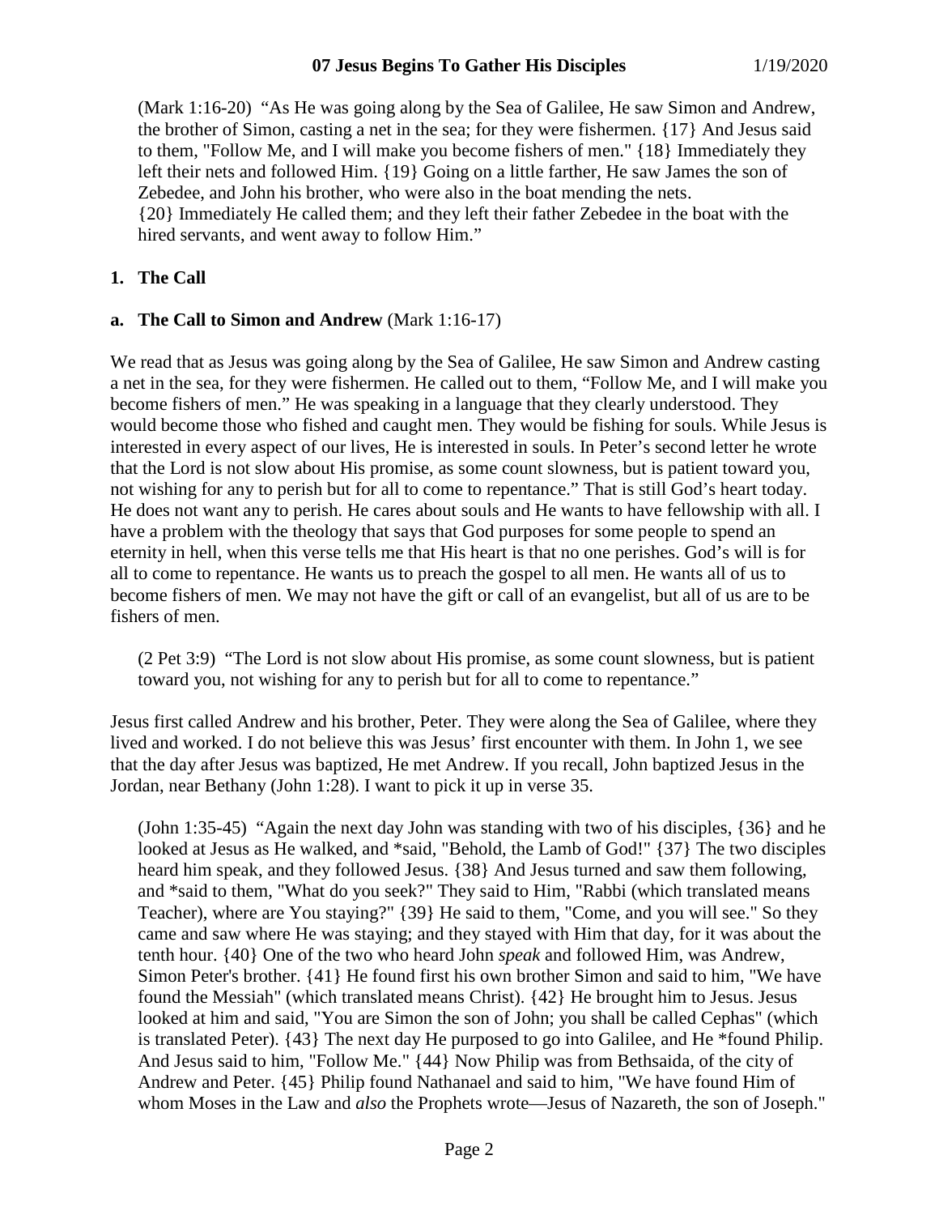(Mark 1:16-20) "As He was going along by the Sea of Galilee, He saw Simon and Andrew, the brother of Simon, casting a net in the sea; for they were fishermen. {17} And Jesus said to them, "Follow Me, and I will make you become fishers of men." {18} Immediately they left their nets and followed Him. {19} Going on a little farther, He saw James the son of Zebedee, and John his brother, who were also in the boat mending the nets. {20} Immediately He called them; and they left their father Zebedee in the boat with the hired servants, and went away to follow Him."

## 1. The Call

### a. The Call to Simon and Andrew (Mark 1:16-17)

We read that as Jesus was going along by the Sea of Galilee, He saw Simon and Andrew casting a net in the sea, for they were fishermen. He called out to them, "Follow Me, and I will make you become fishers of men." He was speaking in a language that they clearly understood. They would become those who fished and caught men. They would be fishing for souls. While Jesus is interested in every aspect of our lives, He is interested in souls. In Peter's second letter he wrote that the Lord is not slow about His promise, as some count slowness, but is patient toward you, not wishing for any to perish but for all to come to repentance." That is still God's heart today. He does not want any to perish. He cares about souls and He wants to have fellowship with all. I have a problem with the theology that says that God purposes for some people to spend an eternity in hell, when this verse tells me that His heart is that no one perishes. God's will is for all to come to repentance. He wants us to preach the gospel to all men. He wants all of us to become fishers of men. We may not have the gift or call of an evangelist, but all of us are to be fishers of men.

(2 Pet 3:9) "The Lord is not slow about His promise, as some count slowness, but is patient toward you, not wishing for any to perish but for all to come to repentance."

Jesus first called Andrew and his brother, Peter. They were along the Sea of Galilee, where they lived and worked. I do not believe this was Jesus' first encounter with them. In John 1, we see that the day after Jesus was baptized, He met Andrew. If you recall, John baptized Jesus in the Jordan, near Bethany (John 1:28). I want to pick it up in verse 35.

(John 1:35-45) "Again the next day John was standing with two of his disciples, {36} and he looked at Jesus as He walked, and *said, "Behold, the Lamb of God!" {37} The two disciples heard him speak, and they followed Jesus. {38} And Jesus turned and saw them following, and *said to them, "What do you seek?" They said to Him, "Rabbi (which translated means Teacher), where are You staying?" {39} He said to them, "Come, and you will see." So they came and saw where He was staying; and they stayed with Him that day, for it was about the tenth hour. {40} One of the two who heard John *speak* and followed Him, was Andrew, Simon Peter's brother. {41} He found first his own brother Simon and said to him, "We have found the Messiah" (which translated means Christ). {42} He brought him to Jesus. Jesus looked at him and said, "You are Simon the son of John; you shall be called Cephas" (which is translated Peter). {43} The next day He purposed to go into Galilee, and He *found Philip. And Jesus said to him, "Follow Me." {44} Now Philip was from Bethsaida, of the city of Andrew and Peter. {45} Philip found Nathanael and said to him, "We have found Him of whom Moses in the Law and *also* the Prophets wrote—Jesus of Nazareth, the son of Joseph."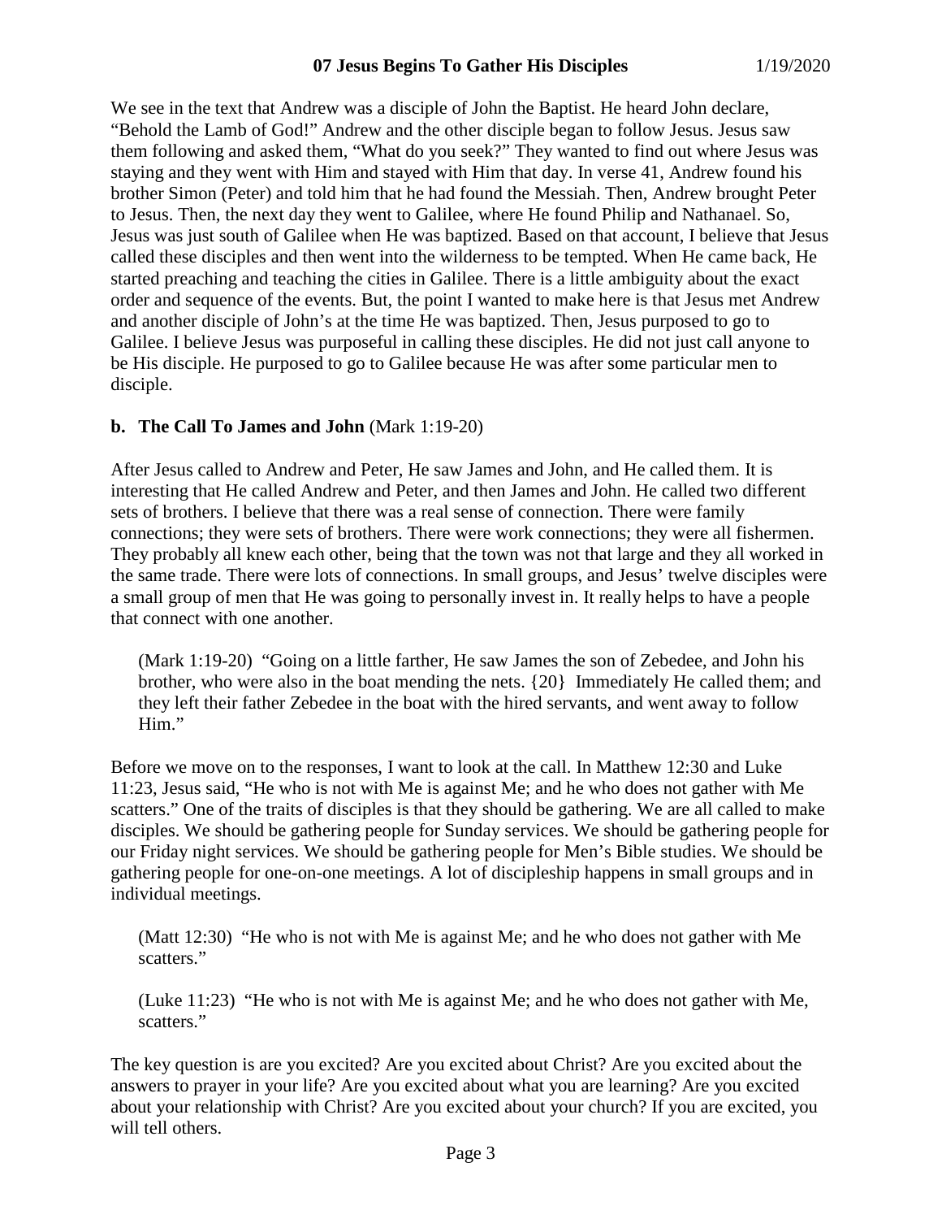We see in the text that Andrew was a disciple of John the Baptist. He heard John declare, "Behold the Lamb of God!" Andrew and the other disciple began to follow Jesus. Jesus saw them following and asked them, "What do you seek?" They wanted to find out where Jesus was staying and they went with Him and stayed with Him that day. In verse 41, Andrew found his brother Simon (Peter) and told him that he had found the Messiah. Then, Andrew brought Peter to Jesus. Then, the next day they went to Galilee, where He found Philip and Nathanael. So, Jesus was just south of Galilee when He was baptized. Based on that account, I believe that Jesus called these disciples and then went into the wilderness to be tempted. When He came back, He started preaching and teaching the cities in Galilee. There is a little ambiguity about the exact order and sequence of the events. But, the point I wanted to make here is that Jesus met Andrew and another disciple of John's at the time He was baptized. Then, Jesus purposed to go to Galilee. I believe Jesus was purposeful in calling these disciples. He did not just call anyone to be His disciple. He purposed to go to Galilee because He was after some particular men to disciple.

### b. The Call To James and John (Mark 1:19-20)

After Jesus called to Andrew and Peter, He saw James and John, and He called them. It is interesting that He called Andrew and Peter, and then James and John. He called two different sets of brothers. I believe that there was a real sense of connection. There were family connections; they were sets of brothers. There were work connections; they were all fishermen. They probably all knew each other, being that the town was not that large and they all worked in the same trade. There were lots of connections. In small groups, and Jesus' twelve disciples were a small group of men that He was going to personally invest in. It really helps to have a people that connect with one another.

> (Mark 1:19-20) "Going on a little farther, He saw James the son of Zebedee, and John his brother, who were also in the boat mending the nets. {20} Immediately He called them; and they left their father Zebedee in the boat with the hired servants, and went away to follow Him."

Before we move on to the responses, I want to look at the call. In Matthew 12:30 and Luke 11:23, Jesus said, "He who is not with Me is against Me; and he who does not gather with Me scatters." One of the traits of disciples is that they should be gathering. We are all called to make disciples. We should be gathering people for Sunday services. We should be gathering people for our Friday night services. We should be gathering people for Men's Bible studies. We should be gathering people for one-on-one meetings. A lot of discipleship happens in small groups and in individual meetings.

> (Matt 12:30) "He who is not with Me is against Me; and he who does not gather with Me scatters."

> (Luke 11:23) "He who is not with Me is against Me; and he who does not gather with Me, scatters."

The key question is are you excited? Are you excited about Christ? Are you excited about the answers to prayer in your life? Are you excited about what you are learning? Are you excited about your relationship with Christ? Are you excited about your church? If you are excited, you will tell others.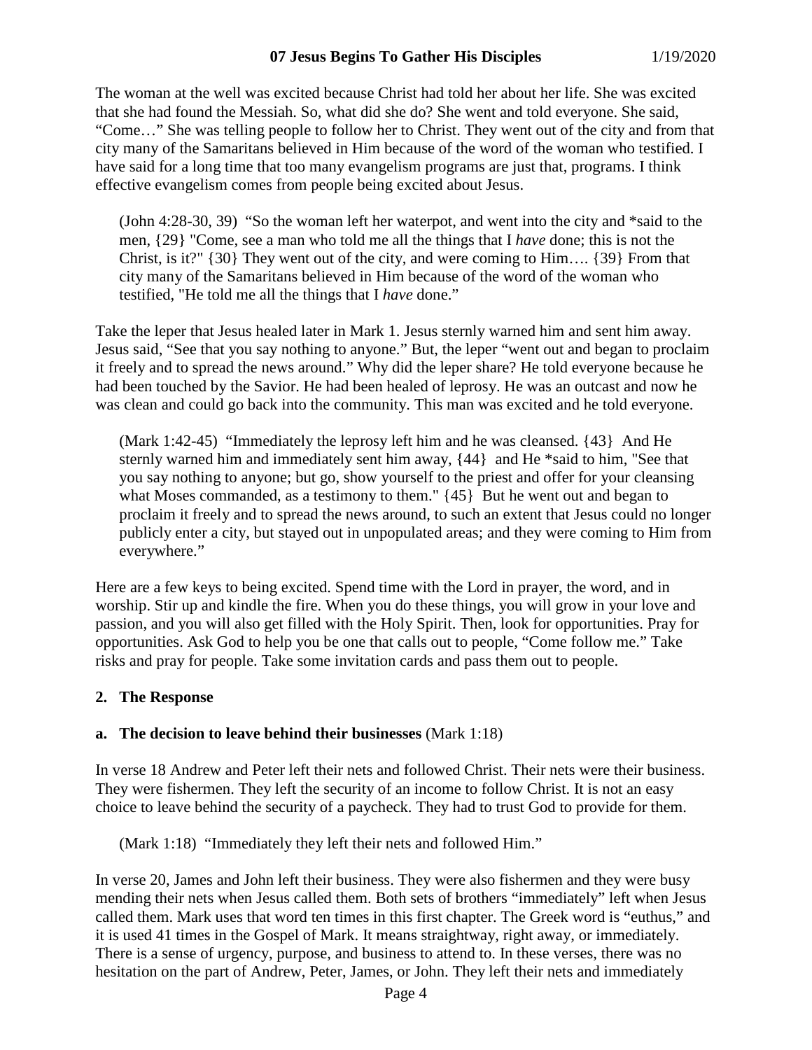The woman at the well was excited because Christ had told her about her life. She was excited that she had found the Messiah. So, what did she do? She went and told everyone. She said, "Come…" She was telling people to follow her to Christ. They went out of the city and from that city many of the Samaritans believed in Him because of the word of the woman who testified. I have said for a long time that too many evangelism programs are just that, programs. I think effective evangelism comes from people being excited about Jesus.

> (John 4:28-30, 39) "So the woman left her waterpot, and went into the city and *said to the men, {29} "Come, see a man who told me all the things that I *have* done; this is not the Christ, is it?" {30} They went out of the city, and were coming to Him…. {39} From that city many of the Samaritans believed in Him because of the word of the woman who testified, "He told me all the things that I *have* done."

Take the leper that Jesus healed later in Mark 1. Jesus sternly warned him and sent him away. Jesus said, "See that you say nothing to anyone." But, the leper "went out and began to proclaim it freely and to spread the news around." Why did the leper share? He told everyone because he had been touched by the Savior. He had been healed of leprosy. He was an outcast and now he was clean and could go back into the community. This man was excited and he told everyone.

> (Mark 1:42-45) "Immediately the leprosy left him and he was cleansed. {43} And He sternly warned him and immediately sent him away, {44} and He *said to him, "See that you say nothing to anyone; but go, show yourself to the priest and offer for your cleansing what Moses commanded, as a testimony to them." {45} But he went out and began to proclaim it freely and to spread the news around, to such an extent that Jesus could no longer publicly enter a city, but stayed out in unpopulated areas; and they were coming to Him from everywhere."

Here are a few keys to being excited. Spend time with the Lord in prayer, the word, and in worship. Stir up and kindle the fire. When you do these things, you will grow in your love and passion, and you will also get filled with the Holy Spirit. Then, look for opportunities. Pray for opportunities. Ask God to help you be one that calls out to people, "Come follow me." Take risks and pray for people. Take some invitation cards and pass them out to people.

## 2. The Response

### a. The decision to leave behind their businesses (Mark 1:18)

In verse 18 Andrew and Peter left their nets and followed Christ. Their nets were their business. They were fishermen. They left the security of an income to follow Christ. It is not an easy choice to leave behind the security of a paycheck. They had to trust God to provide for them.

> (Mark 1:18) "Immediately they left their nets and followed Him."

In verse 20, James and John left their business. They were also fishermen and they were busy mending their nets when Jesus called them. Both sets of brothers "immediately" left when Jesus called them. Mark uses that word ten times in this first chapter. The Greek word is "euthus," and it is used 41 times in the Gospel of Mark. It means straightway, right away, or immediately. There is a sense of urgency, purpose, and business to attend to. In these verses, there was no hesitation on the part of Andrew, Peter, James, or John. They left their nets and immediately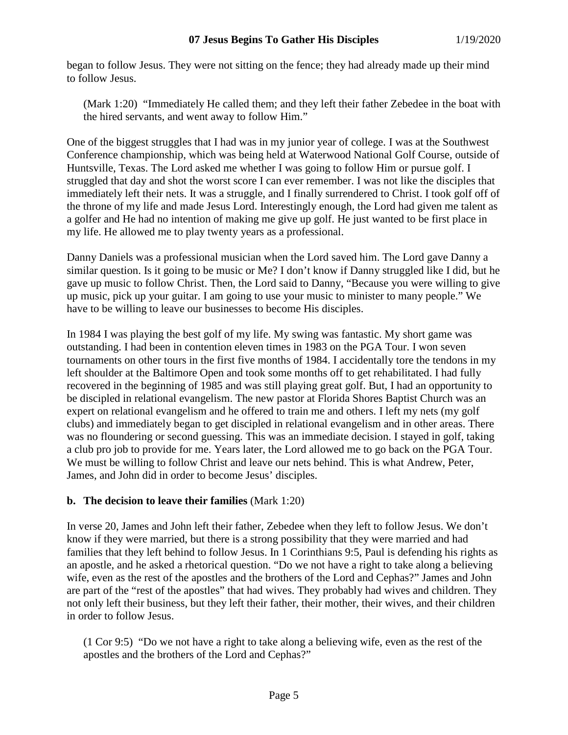began to follow Jesus. They were not sitting on the fence; they had already made up their mind to follow Jesus.

> (Mark 1:20) "Immediately He called them; and they left their father Zebedee in the boat with the hired servants, and went away to follow Him."

One of the biggest struggles that I had was in my junior year of college. I was at the Southwest Conference championship, which was being held at Waterwood National Golf Course, outside of Huntsville, Texas. The Lord asked me whether I was going to follow Him or pursue golf. I struggled that day and shot the worst score I can ever remember. I was not like the disciples that immediately left their nets. It was a struggle, and I finally surrendered to Christ. I took golf off of the throne of my life and made Jesus Lord. Interestingly enough, the Lord had given me talent as a golfer and He had no intention of making me give up golf. He just wanted to be first place in my life. He allowed me to play twenty years as a professional.

Danny Daniels was a professional musician when the Lord saved him. The Lord gave Danny a similar question. Is it going to be music or Me? I don't know if Danny struggled like I did, but he gave up music to follow Christ. Then, the Lord said to Danny, "Because you were willing to give up music, pick up your guitar. I am going to use your music to minister to many people." We have to be willing to leave our businesses to become His disciples.

In 1984 I was playing the best golf of my life. My swing was fantastic. My short game was outstanding. I had been in contention eleven times in 1983 on the PGA Tour. I won seven tournaments on other tours in the first five months of 1984. I accidentally tore the tendons in my left shoulder at the Baltimore Open and took some months off to get rehabilitated. I had fully recovered in the beginning of 1985 and was still playing great golf. But, I had an opportunity to be discipled in relational evangelism. The new pastor at Florida Shores Baptist Church was an expert on relational evangelism and he offered to train me and others. I left my nets (my golf clubs) and immediately began to get discipled in relational evangelism and in other areas. There was no floundering or second guessing. This was an immediate decision. I stayed in golf, taking a club pro job to provide for me. Years later, the Lord allowed me to go back on the PGA Tour. We must be willing to follow Christ and leave our nets behind. This is what Andrew, Peter, James, and John did in order to become Jesus' disciples.

**b. The decision to leave their families** (Mark 1:20)

In verse 20, James and John left their father, Zebedee when they left to follow Jesus. We don't know if they were married, but there is a strong possibility that they were married and had families that they left behind to follow Jesus. In 1 Corinthians 9:5, Paul is defending his rights as an apostle, and he asked a rhetorical question. "Do we not have a right to take along a believing wife, even as the rest of the apostles and the brothers of the Lord and Cephas?" James and John are part of the "rest of the apostles" that had wives. They probably had wives and children. They not only left their business, but they left their father, their mother, their wives, and their children in order to follow Jesus.

> (1 Cor 9:5) "Do we not have a right to take along a believing wife, even as the rest of the apostles and the brothers of the Lord and Cephas?"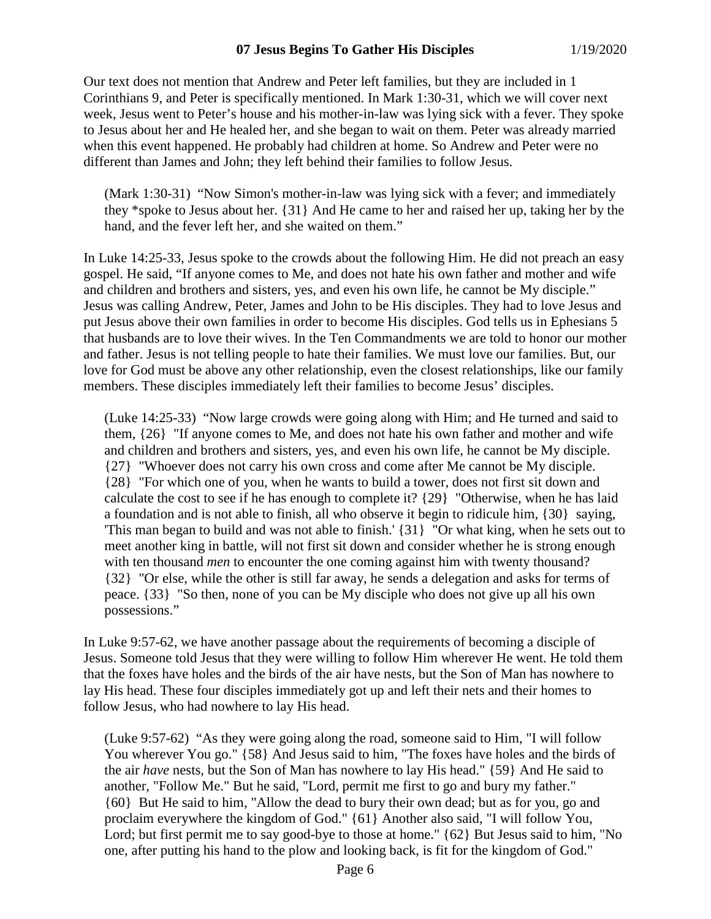Our text does not mention that Andrew and Peter left families, but they are included in 1 Corinthians 9, and Peter is specifically mentioned. In Mark 1:30-31, which we will cover next week, Jesus went to Peter's house and his mother-in-law was lying sick with a fever. They spoke to Jesus about her and He healed her, and she began to wait on them. Peter was already married when this event happened. He probably had children at home. So Andrew and Peter were no different than James and John; they left behind their families to follow Jesus.

> (Mark 1:30-31) "Now Simon's mother-in-law was lying sick with a fever; and immediately they *spoke to Jesus about her. {31} And He came to her and raised her up, taking her by the hand, and the fever left her, and she waited on them."

In Luke 14:25-33, Jesus spoke to the crowds about the following Him. He did not preach an easy gospel. He said, "If anyone comes to Me, and does not hate his own father and mother and wife and children and brothers and sisters, yes, and even his own life, he cannot be My disciple." Jesus was calling Andrew, Peter, James and John to be His disciples. They had to love Jesus and put Jesus above their own families in order to become His disciples. God tells us in Ephesians 5 that husbands are to love their wives. In the Ten Commandments we are told to honor our mother and father. Jesus is not telling people to hate their families. We must love our families. But, our love for God must be above any other relationship, even the closest relationships, like our family members. These disciples immediately left their families to become Jesus' disciples.

> (Luke 14:25-33) "Now large crowds were going along with Him; and He turned and said to them, {26} "If anyone comes to Me, and does not hate his own father and mother and wife and children and brothers and sisters, yes, and even his own life, he cannot be My disciple. {27} "Whoever does not carry his own cross and come after Me cannot be My disciple. {28} "For which one of you, when he wants to build a tower, does not first sit down and calculate the cost to see if he has enough to complete it? {29} "Otherwise, when he has laid a foundation and is not able to finish, all who observe it begin to ridicule him, {30} saying, 'This man began to build and was not able to finish.' {31} "Or what king, when he sets out to meet another king in battle, will not first sit down and consider whether he is strong enough with ten thousand *men* to encounter the one coming against him with twenty thousand? {32} "Or else, while the other is still far away, he sends a delegation and asks for terms of peace. {33} "So then, none of you can be My disciple who does not give up all his own possessions."

In Luke 9:57-62, we have another passage about the requirements of becoming a disciple of Jesus. Someone told Jesus that they were willing to follow Him wherever He went. He told them that the foxes have holes and the birds of the air have nests, but the Son of Man has nowhere to lay His head. These four disciples immediately got up and left their nets and their homes to follow Jesus, who had nowhere to lay His head.

> (Luke 9:57-62) "As they were going along the road, someone said to Him, "I will follow You wherever You go." {58} And Jesus said to him, "The foxes have holes and the birds of the air *have* nests, but the Son of Man has nowhere to lay His head." {59} And He said to another, "Follow Me." But he said, "Lord, permit me first to go and bury my father." {60} But He said to him, "Allow the dead to bury their own dead; but as for you, go and proclaim everywhere the kingdom of God." {61} Another also said, "I will follow You, Lord; but first permit me to say good-bye to those at home." {62} But Jesus said to him, "No one, after putting his hand to the plow and looking back, is fit for the kingdom of God."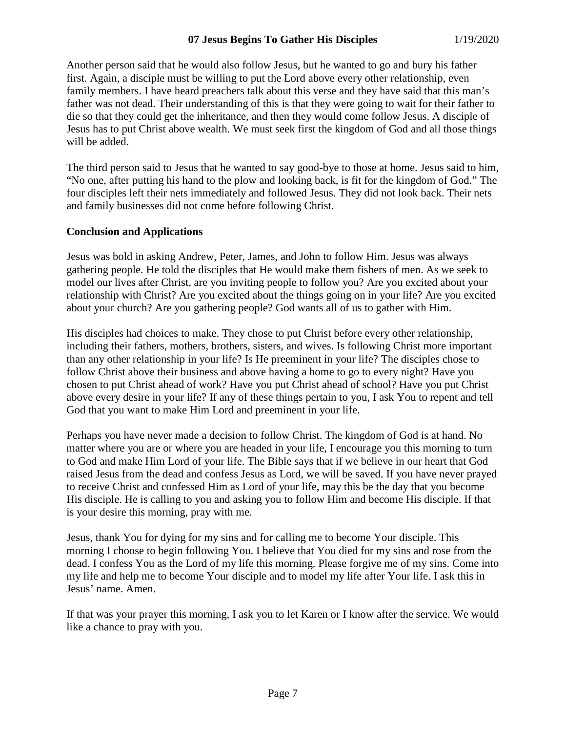Another person said that he would also follow Jesus, but he wanted to go and bury his father first. Again, a disciple must be willing to put the Lord above every other relationship, even family members. I have heard preachers talk about this verse and they have said that this man's father was not dead. Their understanding of this is that they were going to wait for their father to die so that they could get the inheritance, and then they would come follow Jesus. A disciple of Jesus has to put Christ above wealth. We must seek first the kingdom of God and all those things will be added.

The third person said to Jesus that he wanted to say good-bye to those at home. Jesus said to him, "No one, after putting his hand to the plow and looking back, is fit for the kingdom of God." The four disciples left their nets immediately and followed Jesus. They did not look back. Their nets and family businesses did not come before following Christ.

**Conclusion and Applications**

Jesus was bold in asking Andrew, Peter, James, and John to follow Him. Jesus was always gathering people. He told the disciples that He would make them fishers of men. As we seek to model our lives after Christ, are you inviting people to follow you? Are you excited about your relationship with Christ? Are you excited about the things going on in your life? Are you excited about your church? Are you gathering people? God wants all of us to gather with Him.

His disciples had choices to make. They chose to put Christ before every other relationship, including their fathers, mothers, brothers, sisters, and wives. Is following Christ more important than any other relationship in your life? Is He preeminent in your life? The disciples chose to follow Christ above their business and above having a home to go to every night? Have you chosen to put Christ ahead of work? Have you put Christ ahead of school? Have you put Christ above every desire in your life? If any of these things pertain to you, I ask You to repent and tell God that you want to make Him Lord and preeminent in your life.

Perhaps you have never made a decision to follow Christ. The kingdom of God is at hand. No matter where you are or where you are headed in your life, I encourage you this morning to turn to God and make Him Lord of your life. The Bible says that if we believe in our heart that God raised Jesus from the dead and confess Jesus as Lord, we will be saved. If you have never prayed to receive Christ and confessed Him as Lord of your life, may this be the day that you become His disciple. He is calling to you and asking you to follow Him and become His disciple. If that is your desire this morning, pray with me.

Jesus, thank You for dying for my sins and for calling me to become Your disciple. This morning I choose to begin following You. I believe that You died for my sins and rose from the dead. I confess You as the Lord of my life this morning. Please forgive me of my sins. Come into my life and help me to become Your disciple and to model my life after Your life. I ask this in Jesus' name. Amen.

If that was your prayer this morning, I ask you to let Karen or I know after the service. We would like a chance to pray with you.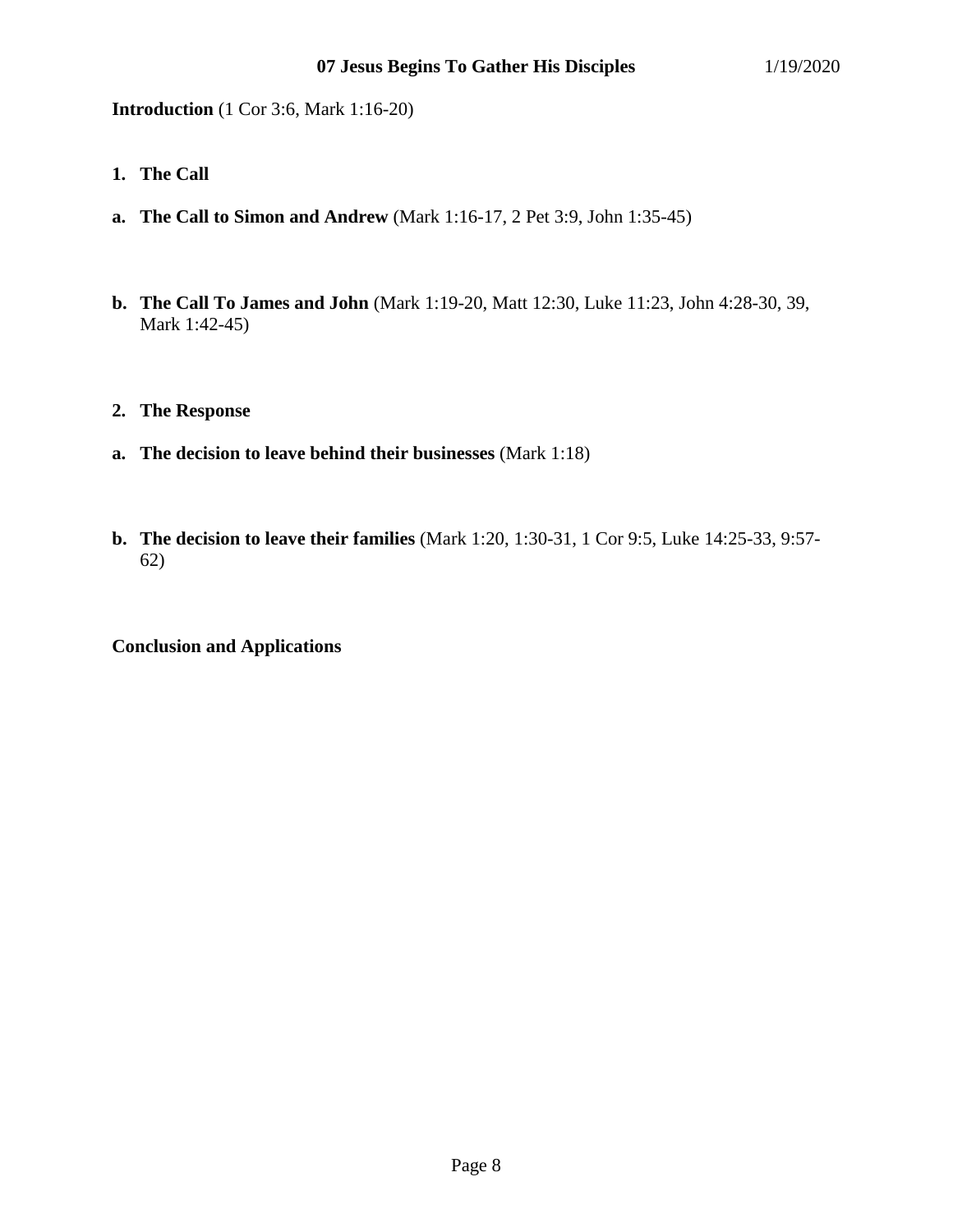# 07 Jesus Begins To Gather His Disciples

1/19/2020

**Introduction** (1 Cor 3:6, Mark 1:16-20)

1. **The Call**

a. **The Call to Simon and Andrew** (Mark 1:16-17, 2 Pet 3:9, John 1:35-45)

b. **The Call To James and John** (Mark 1:19-20, Matt 12:30, Luke 11:23, John 4:28-30, 39, Mark 1:42-45)

2. **The Response**

a. **The decision to leave behind their businesses** (Mark 1:18)

b. **The decision to leave their families** (Mark 1:20, 1:30-31, 1 Cor 9:5, Luke 14:25-33, 9:57-62)

**Conclusion and Applications**